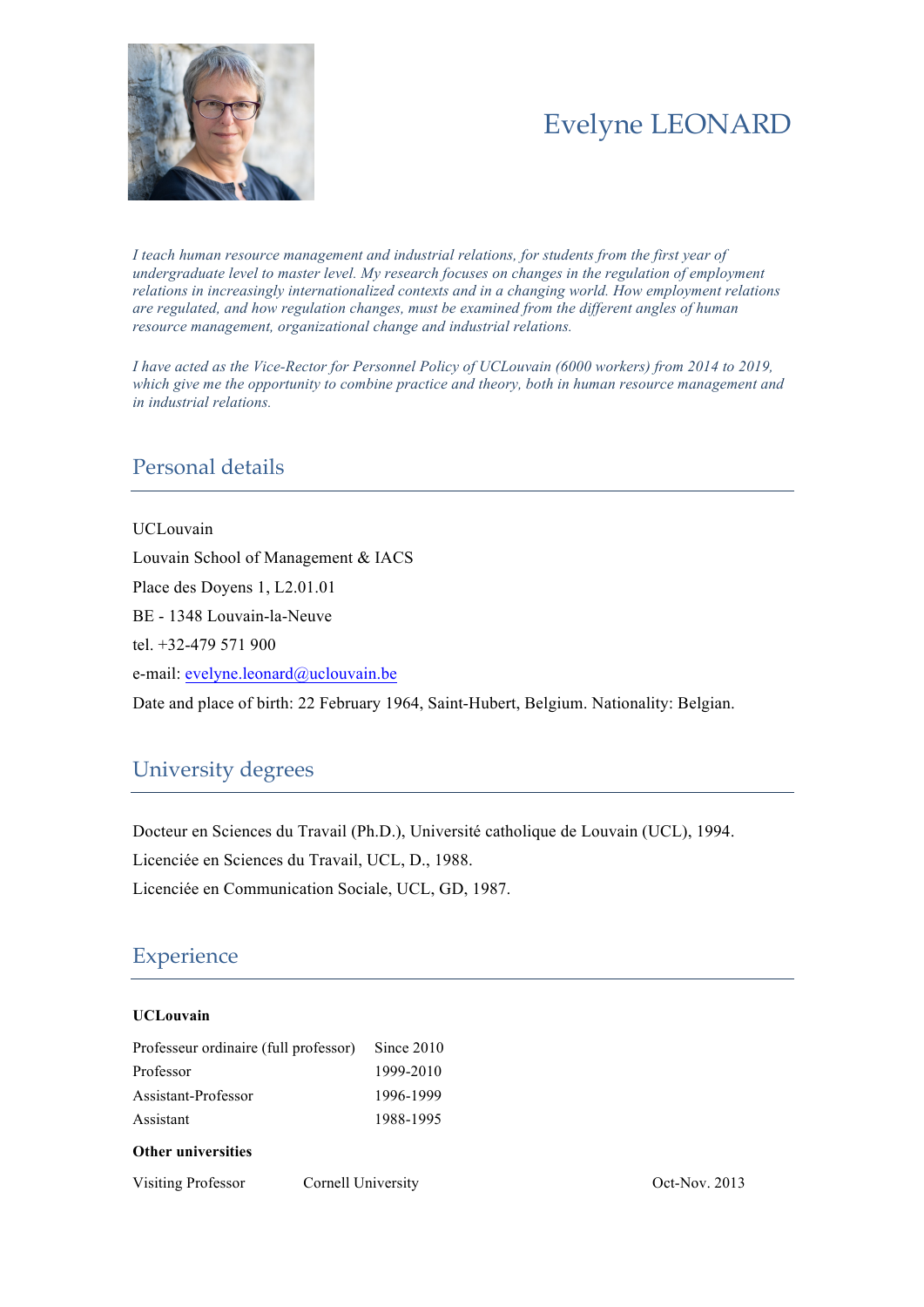# Evelyne LEONARD

*I teach human resource management and industrial relations, for students from the first year of undergraduate level to master level. My research focuses on changes in the regulation of employment relations in increasingly internationalized contexts and in a changing world. How employment relations are regulated, and how regulation changes, must be examined from the different angles of human resource management, organizational change and industrial relations.*

*I have acted as the Vice-Rector for Personnel Policy of UCLouvain (6000 workers) from 2014 to 2019, which give me the opportunity to combine practice and theory, both in human resource management and in industrial relations.*

## Personal details

UCLouvain

Louvain School of Management & IACS

Place des Doyens 1, L2.01.01

BE - 1348 Louvain-la-Neuve

tel. +32-479 571 900

e-mail: evelyne.leonard@uclouvain.be

Date and place of birth: 22 February 1964, Saint-Hubert, Belgium. Nationality: Belgian.

## University degrees

Docteur en Sciences du Travail (Ph.D.), Université catholique de Louvain (UCL), 1994.

Licenciée en Sciences du Travail, UCL, D., 1988.

Licenciée en Communication Sociale, UCL, GD, 1987.

## Experience

**UCLouvain**

| | |
|---|---|
| Professeur ordinaire (full professor) | Since 2010 |
| Professor | 1999-2010 |
| Assistant-Professor | 1996-1999 |
| Assistant | 1988-1995 |

**Other universities**

| | | |
|---|---|---|
| Visiting Professor | Cornell University | Oct-Nov. 2013 |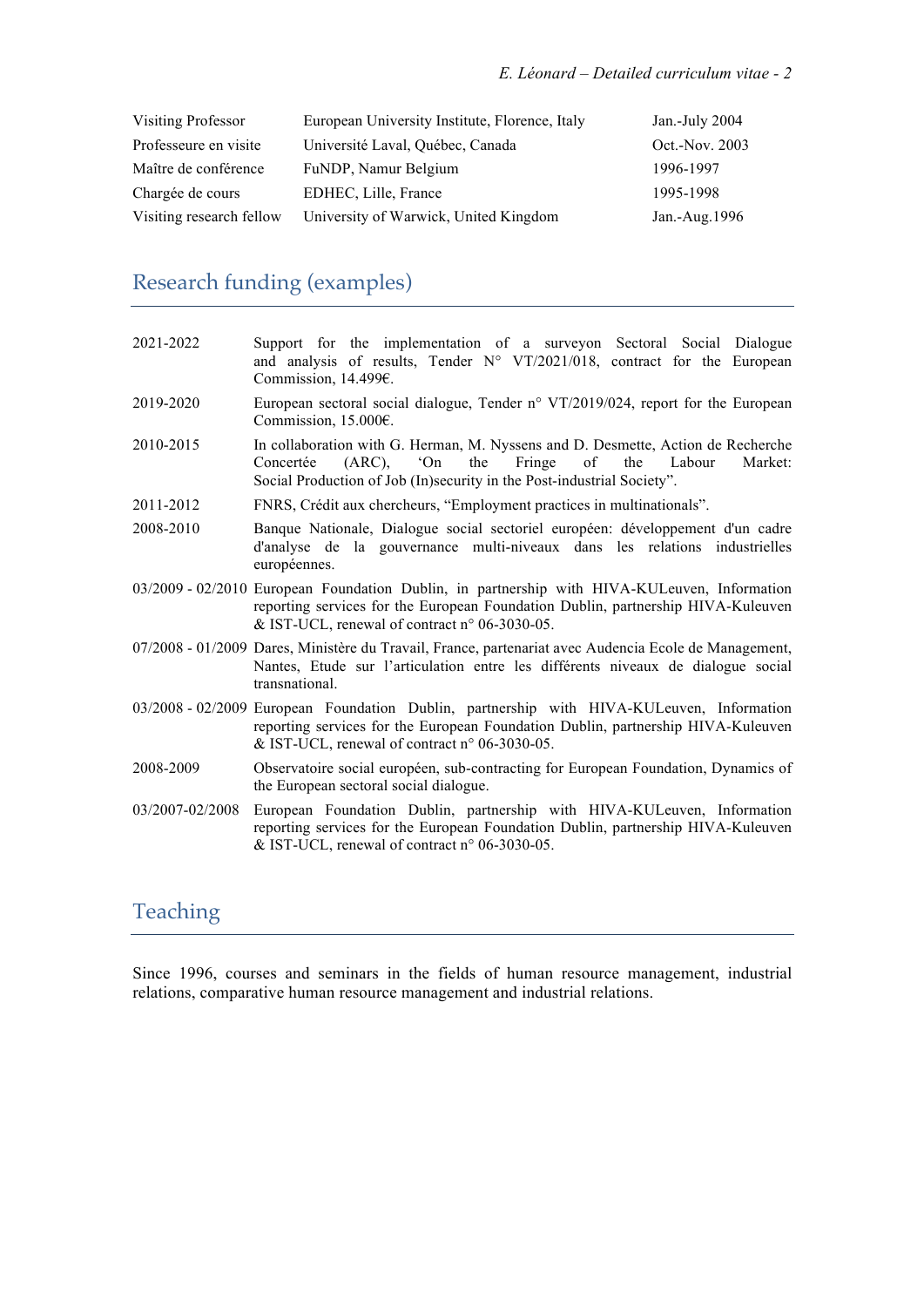| | | |
|---|---|---|
| Visiting Professor | European University Institute, Florence, Italy | Jan.-July 2004 |
| Professeure en visite | Université Laval, Québec, Canada | Oct.-Nov. 2003 |
| Maître de conférence | FuNDP, Namur Belgium | 1996-1997 |
| Chargée de cours | EDHEC, Lille, France | 1995-1998 |
| Visiting research fellow | University of Warwick, United Kingdom | Jan.-Aug.1996 |

## Research funding (examples)

| | |
|---|---|
| 2021-2022 | Support for the implementation of a surveyon Sectoral Social Dialogue and analysis of results, Tender N° VT/2021/018, contract for the European Commission, 14.499€. |
| 2019-2020 | European sectoral social dialogue, Tender n° VT/2019/024, report for the European Commission, 15.000€. |
| 2010-2015 | In collaboration with G. Herman, M. Nyssens and D. Desmette, Action de Recherche Concertée (ARC), 'On the Fringe of the Labour Market: Social Production of Job (In)security in the Post-industrial Society". |
| 2011-2012 | FNRS, Crédit aux chercheurs, "Employment practices in multinationals". |
| 2008-2010 | Banque Nationale, Dialogue social sectoriel européen: développement d'un cadre d'analyse de la gouvernance multi-niveaux dans les relations industrielles européennes. |
| 03/2009 - 02/2010 | European Foundation Dublin, in partnership with HIVA-KULeuven, Information reporting services for the European Foundation Dublin, partnership HIVA-Kuleuven & IST-UCL, renewal of contract n° 06-3030-05. |
| 07/2008 - 01/2009 | Dares, Ministère du Travail, France, partenariat avec Audencia Ecole de Management, Nantes, Etude sur l'articulation entre les différents niveaux de dialogue social transnational. |
| 03/2008 - 02/2009 | European Foundation Dublin, partnership with HIVA-KULeuven, Information reporting services for the European Foundation Dublin, partnership HIVA-Kuleuven & IST-UCL, renewal of contract n° 06-3030-05. |
| 2008-2009 | Observatoire social européen, sub-contracting for European Foundation, Dynamics of the European sectoral social dialogue. |
| 03/2007-02/2008 | European Foundation Dublin, partnership with HIVA-KULeuven, Information reporting services for the European Foundation Dublin, partnership HIVA-Kuleuven & IST-UCL, renewal of contract n° 06-3030-05. |

## Teaching

Since 1996, courses and seminars in the fields of human resource management, industrial relations, comparative human resource management and industrial relations.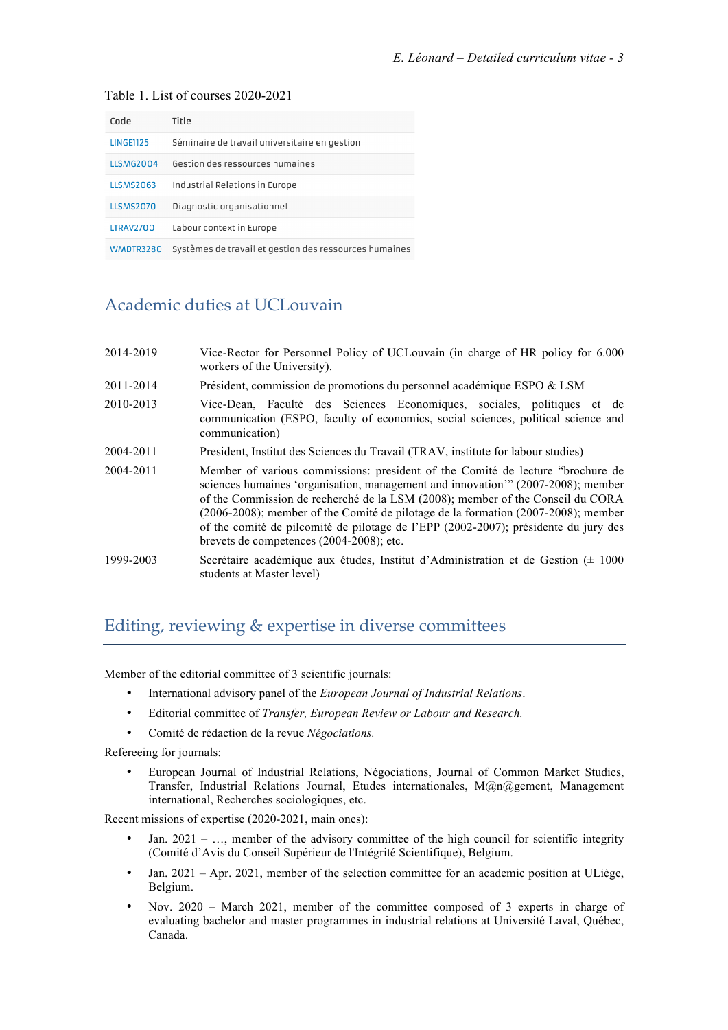Table 1. List of courses 2020-2021

| Code | Title |
|---|---|
| LINGE1125 | Séminaire de travail universitaire en gestion |
| LLSMG2004 | Gestion des ressources humaines |
| LLSMS2063 | Industrial Relations in Europe |
| LLSMS2070 | Diagnostic organisationnel |
| LTRAV2700 | Labour context in Europe |
| WMDTR3280 | Systèmes de travail et gestion des ressources humaines |

## Academic duties at UCLouvain

| | |
|---|---|
| 2014-2019 | Vice-Rector for Personnel Policy of UCLouvain (in charge of HR policy for 6.000 workers of the University). |
| 2011-2014 | Président, commission de promotions du personnel académique ESPO & LSM |
| 2010-2013 | Vice-Dean, Faculté des Sciences Economiques, sociales, politiques et de communication (ESPO, faculty of economics, social sciences, political science and communication) |
| 2004-2011 | President, Institut des Sciences du Travail (TRAV, institute for labour studies) |
| 2004-2011 | Member of various commissions: president of the Comité de lecture "brochure de sciences humaines 'organisation, management and innovation'" (2007-2008); member of the Commission de recherché de la LSM (2008); member of the Conseil du CORA (2006-2008); member of the Comité de pilotage de la formation (2007-2008); member of the comité de pilcomité de pilotage de l'EPP (2002-2007); présidente du jury des brevets de competences (2004-2008); etc. |
| 1999-2003 | Secrétaire académique aux études, Institut d'Administration et de Gestion (± 1000 students at Master level) |

## Editing, reviewing & expertise in diverse committees

Member of the editorial committee of 3 scientific journals:

- International advisory panel of the *European Journal of Industrial Relations*.
- Editorial committee of *Transfer, European Review or Labour and Research.*
- Comité de rédaction de la revue *Négociations.*

Refereeing for journals:

- European Journal of Industrial Relations, Négociations, Journal of Common Market Studies, Transfer, Industrial Relations Journal, Etudes internationales, M@n@gement, Management international, Recherches sociologiques, etc.

Recent missions of expertise (2020-2021, main ones):

- Jan. 2021 – …, member of the advisory committee of the high council for scientific integrity (Comité d'Avis du Conseil Supérieur de l'Intégrité Scientifique), Belgium.
- Jan. 2021 – Apr. 2021, member of the selection committee for an academic position at ULiège, Belgium.
- Nov. 2020 – March 2021, member of the committee composed of 3 experts in charge of evaluating bachelor and master programmes in industrial relations at Université Laval, Québec, Canada.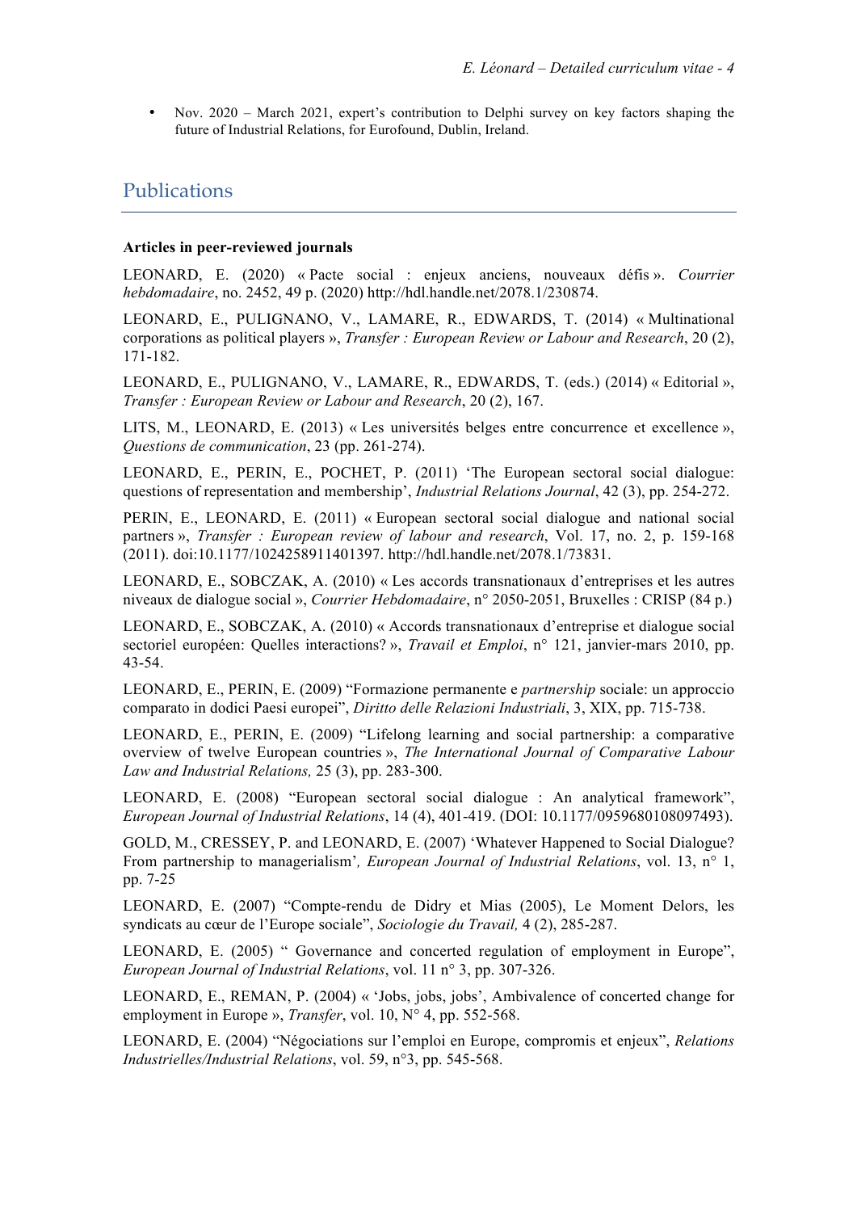- Nov. 2020 – March 2021, expert's contribution to Delphi survey on key factors shaping the future of Industrial Relations, for Eurofound, Dublin, Ireland.

## Publications

**Articles in peer-reviewed journals**

LEONARD, E. (2020) « Pacte social : enjeux anciens, nouveaux défis ». *Courrier hebdomadaire*, no. 2452, 49 p. (2020) http://hdl.handle.net/2078.1/230874.

LEONARD, E., PULIGNANO, V., LAMARE, R., EDWARDS, T. (2014) « Multinational corporations as political players », *Transfer : European Review or Labour and Research*, 20 (2), 171-182.

LEONARD, E., PULIGNANO, V., LAMARE, R., EDWARDS, T. (eds.) (2014) « Editorial », *Transfer : European Review or Labour and Research*, 20 (2), 167.

LITS, M., LEONARD, E. (2013) « Les universités belges entre concurrence et excellence », *Questions de communication*, 23 (pp. 261-274).

LEONARD, E., PERIN, E., POCHET, P. (2011) 'The European sectoral social dialogue: questions of representation and membership', *Industrial Relations Journal*, 42 (3), pp. 254-272.

PERIN, E., LEONARD, E. (2011) « European sectoral social dialogue and national social partners », *Transfer : European review of labour and research*, Vol. 17, no. 2, p. 159-168 (2011). doi:10.1177/1024258911401397. http://hdl.handle.net/2078.1/73831.

LEONARD, E., SOBCZAK, A. (2010) « Les accords transnationaux d'entreprises et les autres niveaux de dialogue social », *Courrier Hebdomadaire*, n° 2050-2051, Bruxelles : CRISP (84 p.)

LEONARD, E., SOBCZAK, A. (2010) « Accords transnationaux d'entreprise et dialogue social sectoriel européen: Quelles interactions? », *Travail et Emploi*, n° 121, janvier-mars 2010, pp. 43-54.

LEONARD, E., PERIN, E. (2009) "Formazione permanente e *partnership* sociale: un approccio comparato in dodici Paesi europei", *Diritto delle Relazioni Industriali*, 3, XIX, pp. 715-738.

LEONARD, E., PERIN, E. (2009) "Lifelong learning and social partnership: a comparative overview of twelve European countries », *The International Journal of Comparative Labour Law and Industrial Relations,* 25 (3), pp. 283-300.

LEONARD, E. (2008) "European sectoral social dialogue : An analytical framework", *European Journal of Industrial Relations*, 14 (4), 401-419. (DOI: 10.1177/0959680108097493).

GOLD, M., CRESSEY, P. and LEONARD, E. (2007) 'Whatever Happened to Social Dialogue? From partnership to managerialism'*, European Journal of Industrial Relations*, vol. 13, n° 1, pp. 7-25

LEONARD, E. (2007) "Compte-rendu de Didry et Mias (2005), Le Moment Delors, les syndicats au cœur de l'Europe sociale", *Sociologie du Travail,* 4 (2), 285-287.

LEONARD, E. (2005) " Governance and concerted regulation of employment in Europe", *European Journal of Industrial Relations*, vol. 11 n° 3, pp. 307-326.

LEONARD, E., REMAN, P. (2004) « 'Jobs, jobs, jobs', Ambivalence of concerted change for employment in Europe », *Transfer*, vol. 10, N° 4, pp. 552-568.

LEONARD, E. (2004) "Négociations sur l'emploi en Europe, compromis et enjeux", *Relations Industrielles/Industrial Relations*, vol. 59, n°3, pp. 545-568.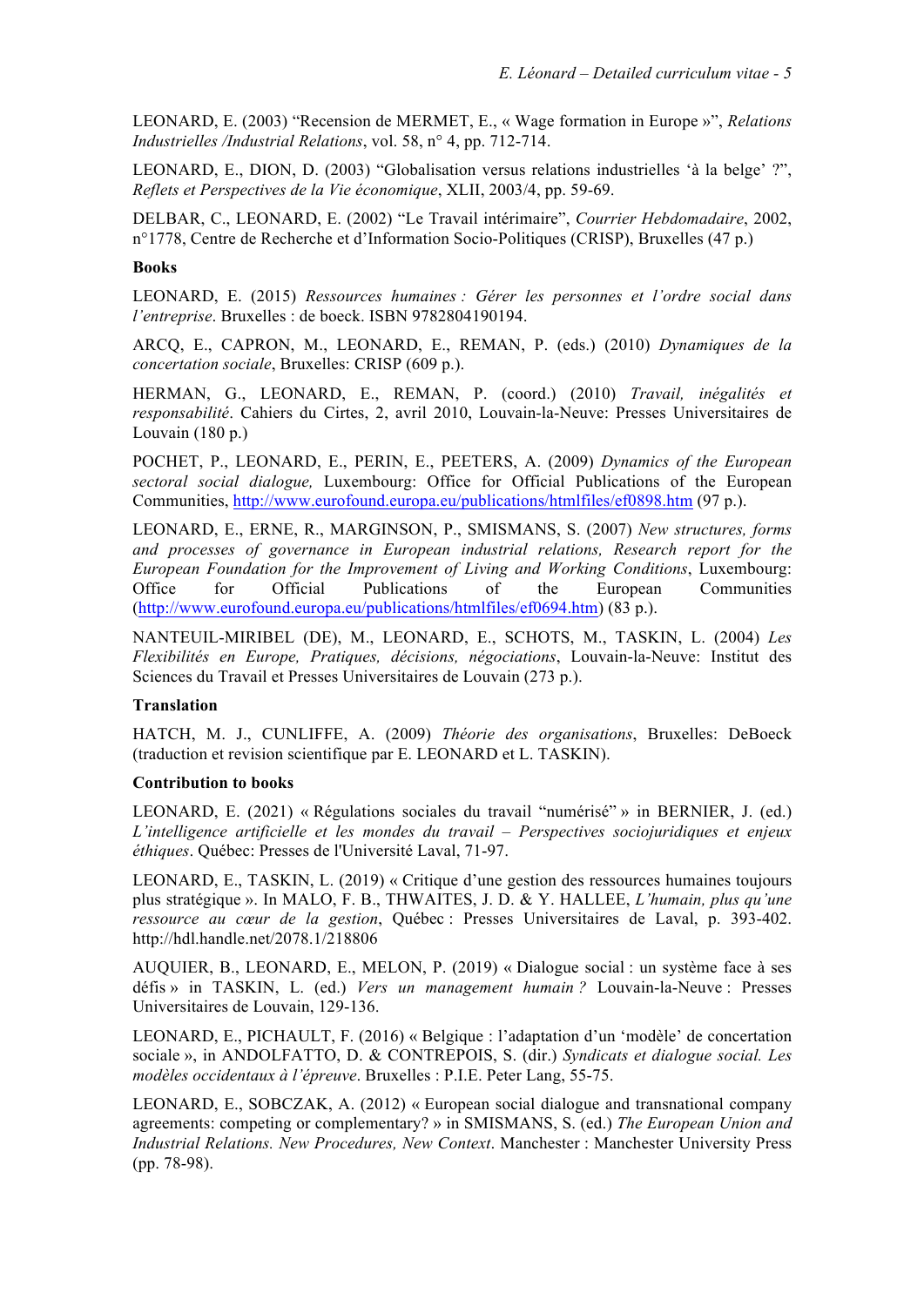LEONARD, E. (2003) “Recension de MERMET, E., « Wage formation in Europe »”, *Relations Industrielles /Industrial Relations*, vol. 58, n° 4, pp. 712-714.

LEONARD, E., DION, D. (2003) “Globalisation versus relations industrielles ‘à la belge’ ?”, *Reflets et Perspectives de la Vie économique*, XLII, 2003/4, pp. 59-69.

DELBAR, C., LEONARD, E. (2002) “Le Travail intérimaire”, *Courrier Hebdomadaire*, 2002, n°1778, Centre de Recherche et d’Information Socio-Politiques (CRISP), Bruxelles (47 p.)

**Books**

LEONARD, E. (2015) *Ressources humaines : Gérer les personnes et l’ordre social dans l’entreprise*. Bruxelles : de boeck. ISBN 9782804190194.

ARCQ, E., CAPRON, M., LEONARD, E., REMAN, P. (eds.) (2010) *Dynamiques de la concertation sociale*, Bruxelles: CRISP (609 p.).

HERMAN, G., LEONARD, E., REMAN, P. (coord.) (2010) *Travail, inégalités et responsabilité*. Cahiers du Cirtes, 2, avril 2010, Louvain-la-Neuve: Presses Universitaires de Louvain (180 p.)

POCHET, P., LEONARD, E., PERIN, E., PEETERS, A. (2009) *Dynamics of the European sectoral social dialogue,* Luxembourg: Office for Official Publications of the European Communities, http://www.eurofound.europa.eu/publications/htmlfiles/ef0898.htm (97 p.).

LEONARD, E., ERNE, R., MARGINSON, P., SMISMANS, S. (2007) *New structures, forms and processes of governance in European industrial relations, Research report for the European Foundation for the Improvement of Living and Working Conditions*, Luxembourg: Office for Official Publications of the European Communities (http://www.eurofound.europa.eu/publications/htmlfiles/ef0694.htm) (83 p.).

NANTEUIL-MIRIBEL (DE), M., LEONARD, E., SCHOTS, M., TASKIN, L. (2004) *Les Flexibilités en Europe, Pratiques, décisions, négociations*, Louvain-la-Neuve: Institut des Sciences du Travail et Presses Universitaires de Louvain (273 p.).

**Translation**

HATCH, M. J., CUNLIFFE, A. (2009) *Théorie des organisations*, Bruxelles: DeBoeck (traduction et revision scientifique par E. LEONARD et L. TASKIN).

**Contribution to books**

LEONARD, E. (2021) « Régulations sociales du travail “numérisé” » in BERNIER, J. (ed.) *L’intelligence artificielle et les mondes du travail – Perspectives sociojuridiques et enjeux éthiques*. Québec: Presses de l'Université Laval, 71-97.

LEONARD, E., TASKIN, L. (2019) « Critique d’une gestion des ressources humaines toujours plus stratégique ». In MALO, F. B., THWAITES, J. D. & Y. HALLEE, *L’humain, plus qu’une ressource au cœur de la gestion*, Québec : Presses Universitaires de Laval, p. 393-402. http://hdl.handle.net/2078.1/218806

AUQUIER, B., LEONARD, E., MELON, P. (2019) « Dialogue social : un système face à ses défis » in TASKIN, L. (ed.) *Vers un management humain ?* Louvain-la-Neuve : Presses Universitaires de Louvain, 129-136.

LEONARD, E., PICHAULT, F. (2016) « Belgique : l’adaptation d’un ‘modèle’ de concertation sociale », in ANDOLFATTO, D. & CONTREPOIS, S. (dir.) *Syndicats et dialogue social. Les modèles occidentaux à l’épreuve*. Bruxelles : P.I.E. Peter Lang, 55-75.

LEONARD, E., SOBCZAK, A. (2012) « European social dialogue and transnational company agreements: competing or complementary? » in SMISMANS, S. (ed.) *The European Union and Industrial Relations. New Procedures, New Context*. Manchester : Manchester University Press (pp. 78-98).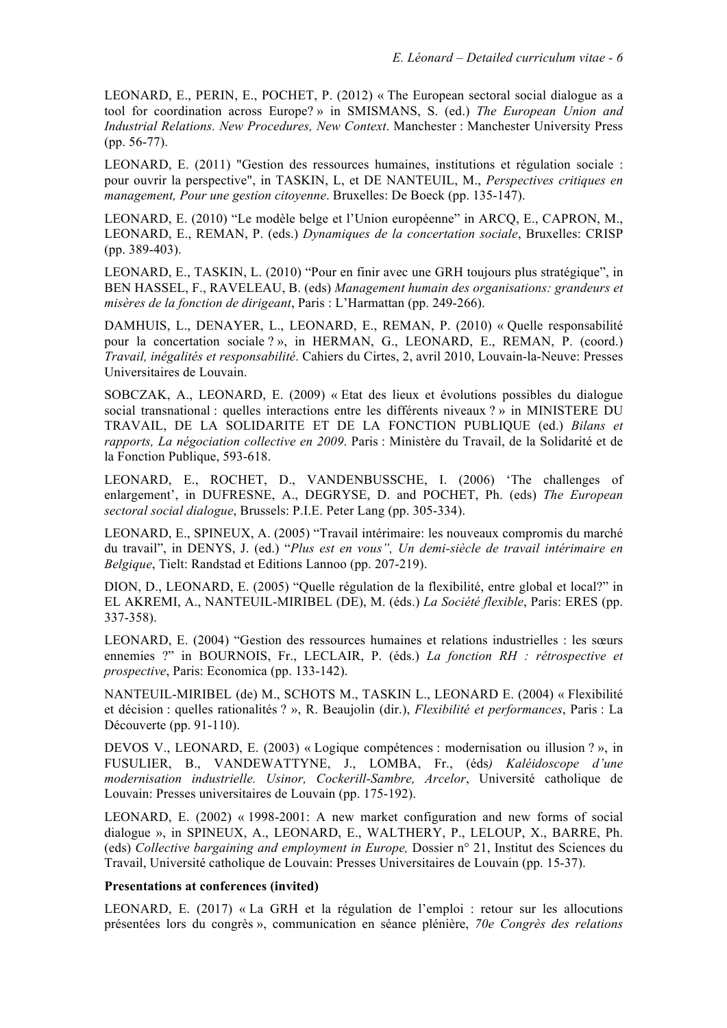LEONARD, E., PERIN, E., POCHET, P. (2012) « The European sectoral social dialogue as a tool for coordination across Europe? » in SMISMANS, S. (ed.) *The European Union and Industrial Relations. New Procedures, New Context*. Manchester : Manchester University Press (pp. 56-77).

LEONARD, E. (2011) "Gestion des ressources humaines, institutions et régulation sociale : pour ouvrir la perspective", in TASKIN, L, et DE NANTEUIL, M., *Perspectives critiques en management, Pour une gestion citoyenne*. Bruxelles: De Boeck (pp. 135-147).

LEONARD, E. (2010) "Le modèle belge et l'Union européenne" in ARCQ, E., CAPRON, M., LEONARD, E., REMAN, P. (eds.) *Dynamiques de la concertation sociale*, Bruxelles: CRISP (pp. 389-403).

LEONARD, E., TASKIN, L. (2010) "Pour en finir avec une GRH toujours plus stratégique", in BEN HASSEL, F., RAVELEAU, B. (eds) *Management humain des organisations: grandeurs et misères de la fonction de dirigeant*, Paris : L'Harmattan (pp. 249-266).

DAMHUIS, L., DENAYER, L., LEONARD, E., REMAN, P. (2010) « Quelle responsabilité pour la concertation sociale ? », in HERMAN, G., LEONARD, E., REMAN, P. (coord.) *Travail, inégalités et responsabilité*. Cahiers du Cirtes, 2, avril 2010, Louvain-la-Neuve: Presses Universitaires de Louvain.

SOBCZAK, A., LEONARD, E. (2009) « Etat des lieux et évolutions possibles du dialogue social transnational : quelles interactions entre les différents niveaux ? » in MINISTERE DU TRAVAIL, DE LA SOLIDARITE ET DE LA FONCTION PUBLIQUE (ed.) *Bilans et rapports, La négociation collective en 2009*. Paris : Ministère du Travail, de la Solidarité et de la Fonction Publique, 593-618.

LEONARD, E., ROCHET, D., VANDENBUSSCHE, I. (2006) 'The challenges of enlargement', in DUFRESNE, A., DEGRYSE, D. and POCHET, Ph. (eds) *The European sectoral social dialogue*, Brussels: P.I.E. Peter Lang (pp. 305-334).

LEONARD, E., SPINEUX, A. (2005) "Travail intérimaire: les nouveaux compromis du marché du travail", in DENYS, J. (ed.) "*Plus est en vous", Un demi-siècle de travail intérimaire en Belgique*, Tielt: Randstad et Editions Lannoo (pp. 207-219).

DION, D., LEONARD, E. (2005) "Quelle régulation de la flexibilité, entre global et local?" in EL AKREMI, A., NANTEUIL-MIRIBEL (DE), M. (éds.) *La Société flexible*, Paris: ERES (pp. 337-358).

LEONARD, E. (2004) "Gestion des ressources humaines et relations industrielles : les sœurs ennemies ?" in BOURNOIS, Fr., LECLAIR, P. (éds.) *La fonction RH : rétrospective et prospective*, Paris: Economica (pp. 133-142).

NANTEUIL-MIRIBEL (de) M., SCHOTS M., TASKIN L., LEONARD E. (2004) « Flexibilité et décision : quelles rationalités ? », R. Beaujolin (dir.), *Flexibilité et performances*, Paris : La Découverte (pp. 91-110).

DEVOS V., LEONARD, E. (2003) « Logique compétences : modernisation ou illusion ? », in FUSULIER, B., VANDEWATTYNE, J., LOMBA, Fr., (éds*) Kaléidoscope d'une modernisation industrielle. Usinor, Cockerill-Sambre, Arcelor*, Université catholique de Louvain: Presses universitaires de Louvain (pp. 175-192).

LEONARD, E. (2002) « 1998-2001: A new market configuration and new forms of social dialogue », in SPINEUX, A., LEONARD, E., WALTHERY, P., LELOUP, X., BARRE, Ph. (eds) *Collective bargaining and employment in Europe,* Dossier n° 21, Institut des Sciences du Travail, Université catholique de Louvain: Presses Universitaires de Louvain (pp. 15-37).

**Presentations at conferences (invited)**

LEONARD, E. (2017) « La GRH et la régulation de l'emploi : retour sur les allocutions présentées lors du congrès », communication en séance plénière, *70e Congrès des relations*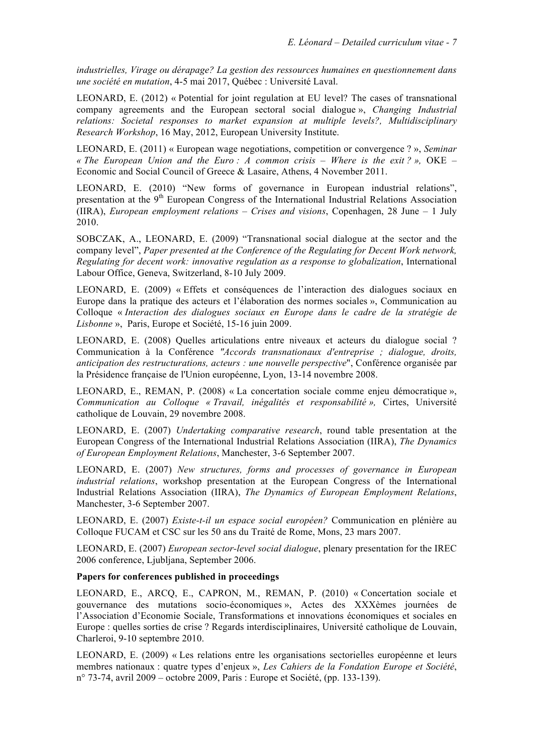*industrielles, Virage ou dérapage? La gestion des ressources humaines en questionnement dans une société en mutation*, 4-5 mai 2017, Québec : Université Laval.

LEONARD, E. (2012) « Potential for joint regulation at EU level? The cases of transnational company agreements and the European sectoral social dialogue », *Changing Industrial relations: Societal responses to market expansion at multiple levels?, Multidisciplinary Research Workshop*, 16 May, 2012, European University Institute.

LEONARD, E. (2011) « European wage negotiations, competition or convergence ? », *Seminar « The European Union and the Euro : A common crisis – Where is the exit ? »,* OKE – Economic and Social Council of Greece & Lasaire, Athens, 4 November 2011.

LEONARD, E. (2010) "New forms of governance in European industrial relations", presentation at the 9th European Congress of the International Industrial Relations Association (IIRA), *European employment relations – Crises and visions*, Copenhagen, 28 June – 1 July 2010.

SOBCZAK, A., LEONARD, E. (2009) "Transnational social dialogue at the sector and the company level", *Paper presented at the Conference of the Regulating for Decent Work network, Regulating for decent work: innovative regulation as a response to globalization*, International Labour Office, Geneva, Switzerland, 8-10 July 2009.

LEONARD, E. (2009) « Effets et conséquences de l'interaction des dialogues sociaux en Europe dans la pratique des acteurs et l'élaboration des normes sociales », Communication au Colloque « *Interaction des dialogues sociaux en Europe dans le cadre de la stratégie de Lisbonne* », Paris, Europe et Société, 15-16 juin 2009.

LEONARD, E. (2008) Quelles articulations entre niveaux et acteurs du dialogue social ? Communication à la Conférence *"Accords transnationaux d'entreprise ; dialogue, droits, anticipation des restructurations, acteurs : une nouvelle perspective*", Conférence organisée par la Présidence française de l'Union européenne, Lyon, 13-14 novembre 2008.

LEONARD, E., REMAN, P. (2008) « La concertation sociale comme enjeu démocratique », *Communication au Colloque « Travail, inégalités et responsabilité »,* Cirtes, Université catholique de Louvain, 29 novembre 2008.

LEONARD, E. (2007) *Undertaking comparative research*, round table presentation at the European Congress of the International Industrial Relations Association (IIRA), *The Dynamics of European Employment Relations*, Manchester, 3-6 September 2007.

LEONARD, E. (2007) *New structures, forms and processes of governance in European industrial relations*, workshop presentation at the European Congress of the International Industrial Relations Association (IIRA), *The Dynamics of European Employment Relations*, Manchester, 3-6 September 2007.

LEONARD, E. (2007) *Existe-t-il un espace social européen?* Communication en plénière au Colloque FUCAM et CSC sur les 50 ans du Traité de Rome, Mons, 23 mars 2007.

LEONARD, E. (2007) *European sector-level social dialogue*, plenary presentation for the IREC 2006 conference, Ljubljana, September 2006.

**Papers for conferences published in proceedings**

LEONARD, E., ARCQ, E., CAPRON, M., REMAN, P. (2010) « Concertation sociale et gouvernance des mutations socio-économiques », Actes des XXXèmes journées de l'Association d'Economie Sociale, Transformations et innovations économiques et sociales en Europe : quelles sorties de crise ? Regards interdisciplinaires, Université catholique de Louvain, Charleroi, 9-10 septembre 2010.

LEONARD, E. (2009) « Les relations entre les organisations sectorielles européenne et leurs membres nationaux : quatre types d'enjeux », *Les Cahiers de la Fondation Europe et Société*, n° 73-74, avril 2009 – octobre 2009, Paris : Europe et Société, (pp. 133-139).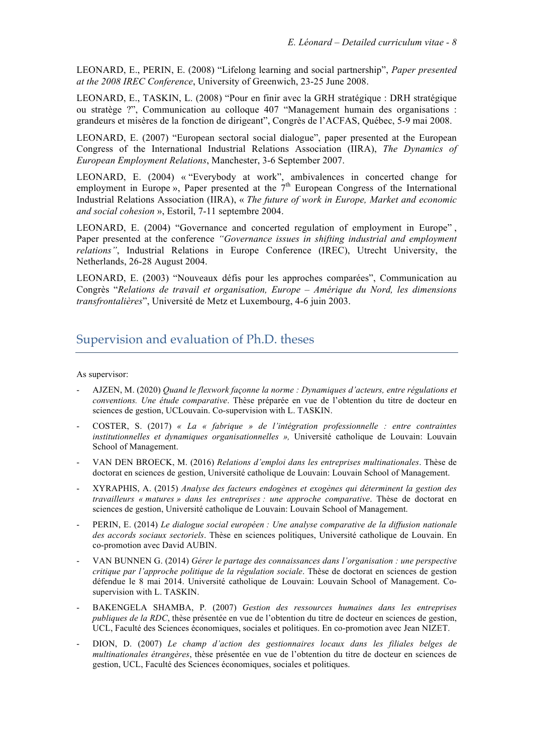LEONARD, E., PERIN, E. (2008) "Lifelong learning and social partnership", *Paper presented at the 2008 IREC Conference*, University of Greenwich, 23-25 June 2008.

LEONARD, E., TASKIN, L. (2008) "Pour en finir avec la GRH stratégique : DRH stratégique ou stratège ?", Communication au colloque 407 "Management humain des organisations : grandeurs et misères de la fonction de dirigeant", Congrès de l'ACFAS, Québec, 5-9 mai 2008.

LEONARD, E. (2007) "European sectoral social dialogue", paper presented at the European Congress of the International Industrial Relations Association (IIRA), *The Dynamics of European Employment Relations*, Manchester, 3-6 September 2007.

LEONARD, E. (2004) « "Everybody at work", ambivalences in concerted change for employment in Europe », Paper presented at the 7th European Congress of the International Industrial Relations Association (IIRA), « *The future of work in Europe, Market and economic and social cohesion* », Estoril, 7-11 septembre 2004.

LEONARD, E. (2004) "Governance and concerted regulation of employment in Europe", Paper presented at the conference *"Governance issues in shifting industrial and employment relations"*, Industrial Relations in Europe Conference (IREC), Utrecht University, the Netherlands, 26-28 August 2004.

LEONARD, E. (2003) "Nouveaux défis pour les approches comparées", Communication au Congrès "*Relations de travail et organisation, Europe – Amérique du Nord, les dimensions transfrontalières*", Université de Metz et Luxembourg, 4-6 juin 2003.

## Supervision and evaluation of Ph.D. theses

As supervisor:

- AJZEN, M. (2020) *Quand le flexwork façonne la norme : Dynamiques d'acteurs, entre régulations et conventions. Une étude comparative*. Thèse préparée en vue de l'obtention du titre de docteur en sciences de gestion, UCLouvain. Co-supervision with L. TASKIN.
- COSTER, S. (2017) *« La « fabrique » de l'intégration professionnelle : entre contraintes institutionnelles et dynamiques organisationnelles »,* Université catholique de Louvain: Louvain School of Management.
- VAN DEN BROECK, M. (2016) *Relations d'emploi dans les entreprises multinationales*. Thèse de doctorat en sciences de gestion, Université catholique de Louvain: Louvain School of Management.
- XYRAPHIS, A. (2015) *Analyse des facteurs endogènes et exogènes qui déterminent la gestion des travailleurs « matures » dans les entreprises : une approche comparative*. Thèse de doctorat en sciences de gestion, Université catholique de Louvain: Louvain School of Management.
- PERIN, E. (2014) *Le dialogue social européen : Une analyse comparative de la diffusion nationale des accords sociaux sectoriels*. Thèse en sciences politiques, Université catholique de Louvain. En co-promotion avec David AUBIN.
- VAN BUNNEN G. (2014) *Gérer le partage des connaissances dans l'organisation : une perspective critique par l'approche politique de la régulation sociale*. Thèse de doctorat en sciences de gestion défendue le 8 mai 2014. Université catholique de Louvain: Louvain School of Management. Co-supervision with L. TASKIN.
- BAKENGELA SHAMBA, P. (2007) *Gestion des ressources humaines dans les entreprises publiques de la RDC*, thèse présentée en vue de l'obtention du titre de docteur en sciences de gestion, UCL, Faculté des Sciences économiques, sociales et politiques. En co-promotion avec Jean NIZET.
- DION, D. (2007) *Le champ d'action des gestionnaires locaux dans les filiales belges de multinationales étrangères*, thèse présentée en vue de l'obtention du titre de docteur en sciences de gestion, UCL, Faculté des Sciences économiques, sociales et politiques.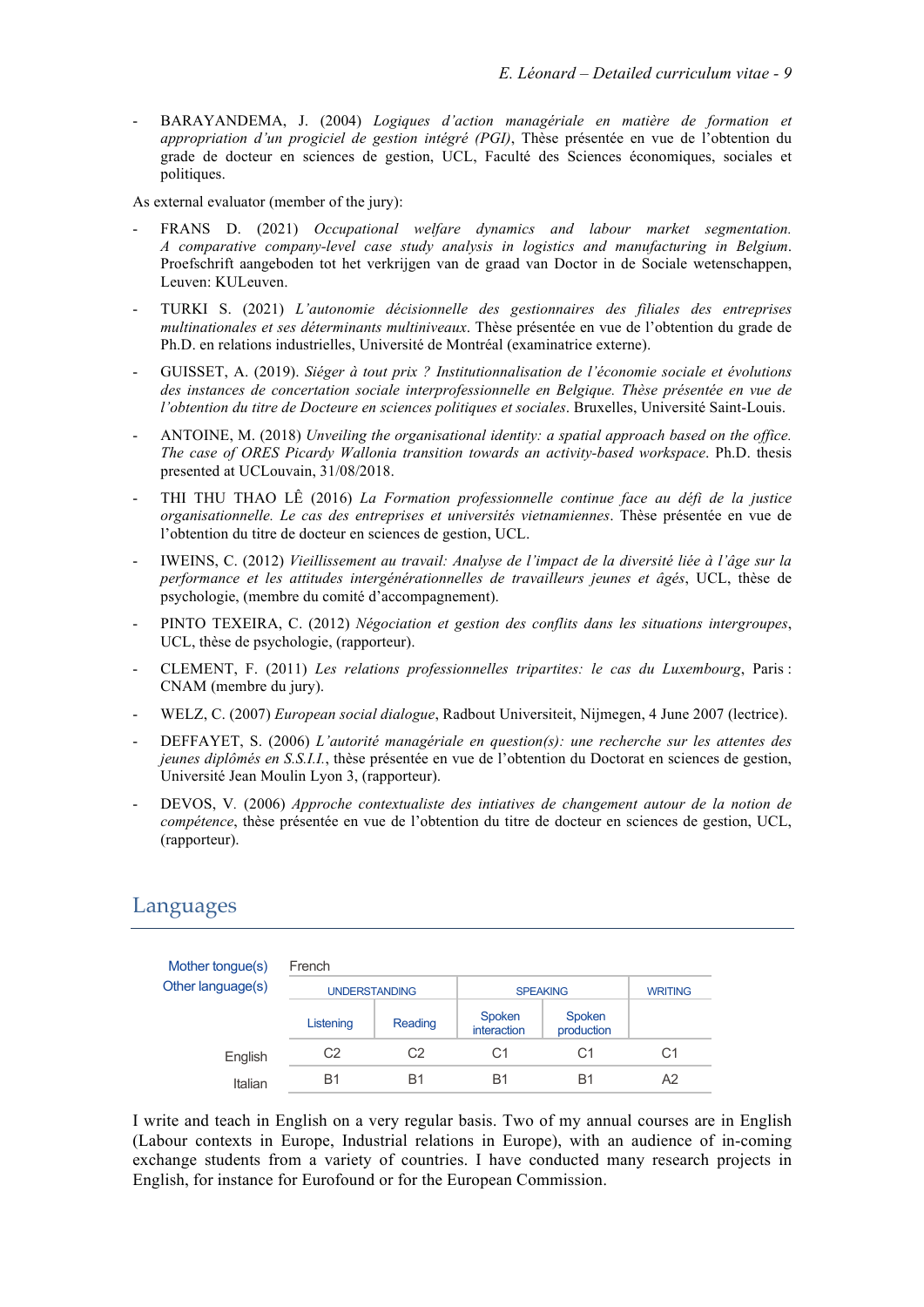- BARAYANDEMA, J. (2004) *Logiques d'action managériale en matière de formation et appropriation d'un progiciel de gestion intégré (PGI)*, Thèse présentée en vue de l'obtention du grade de docteur en sciences de gestion, UCL, Faculté des Sciences économiques, sociales et politiques.

As external evaluator (member of the jury):

- FRANS D. (2021) *Occupational welfare dynamics and labour market segmentation. A comparative company-level case study analysis in logistics and manufacturing in Belgium*. Proefschrift aangeboden tot het verkrijgen van de graad van Doctor in de Sociale wetenschappen, Leuven: KULeuven.
- TURKI S. (2021) *L'autonomie décisionnelle des gestionnaires des filiales des entreprises multinationales et ses déterminants multiniveaux*. Thèse présentée en vue de l'obtention du grade de Ph.D. en relations industrielles, Université de Montréal (examinatrice externe).
- GUISSET, A. (2019). *Siéger à tout prix ? Institutionnalisation de l'économie sociale et évolutions des instances de concertation sociale interprofessionnelle en Belgique. Thèse présentée en vue de l'obtention du titre de Docteure en sciences politiques et sociales*. Bruxelles, Université Saint-Louis.
- ANTOINE, M. (2018) *Unveiling the organisational identity: a spatial approach based on the office. The case of ORES Picardy Wallonia transition towards an activity-based workspace*. Ph.D. thesis presented at UCLouvain, 31/08/2018.
- THI THU THAO LÊ (2016) *La Formation professionnelle continue face au défi de la justice organisationnelle. Le cas des entreprises et universités vietnamiennes*. Thèse présentée en vue de l'obtention du titre de docteur en sciences de gestion, UCL.
- IWEINS, C. (2012) *Vieillissement au travail: Analyse de l'impact de la diversité liée à l'âge sur la performance et les attitudes intergénérationnelles de travailleurs jeunes et âgés*, UCL, thèse de psychologie, (membre du comité d'accompagnement).
- PINTO TEXEIRA, C. (2012) *Négociation et gestion des conflits dans les situations intergroupes*, UCL, thèse de psychologie, (rapporteur).
- CLEMENT, F. (2011) *Les relations professionnelles tripartites: le cas du Luxembourg*, Paris : CNAM (membre du jury).
- WELZ, C. (2007) *European social dialogue*, Radbout Universiteit, Nijmegen, 4 June 2007 (lectrice).
- DEFFAYET, S. (2006) *L'autorité managériale en question(s): une recherche sur les attentes des jeunes diplômés en S.S.I.I.*, thèse présentée en vue de l'obtention du Doctorat en sciences de gestion, Université Jean Moulin Lyon 3, (rapporteur).
- DEVOS, V. (2006) *Approche contextualiste des intiatives de changement autour de la notion de compétence*, thèse présentée en vue de l'obtention du titre de docteur en sciences de gestion, UCL, (rapporteur).

## Languages

Mother tongue(s): French

| Other language(s) | UNDERSTANDING | | SPEAKING | | WRITING |
|---|---|---|---|---|---|
| | Listening | Reading | Spoken interaction | Spoken production | |
| English | C2 | C2 | C1 | C1 | C1 |
| Italian | B1 | B1 | B1 | B1 | A2 |

I write and teach in English on a very regular basis. Two of my annual courses are in English (Labour contexts in Europe, Industrial relations in Europe), with an audience of in-coming exchange students from a variety of countries. I have conducted many research projects in English, for instance for Eurofound or for the European Commission.